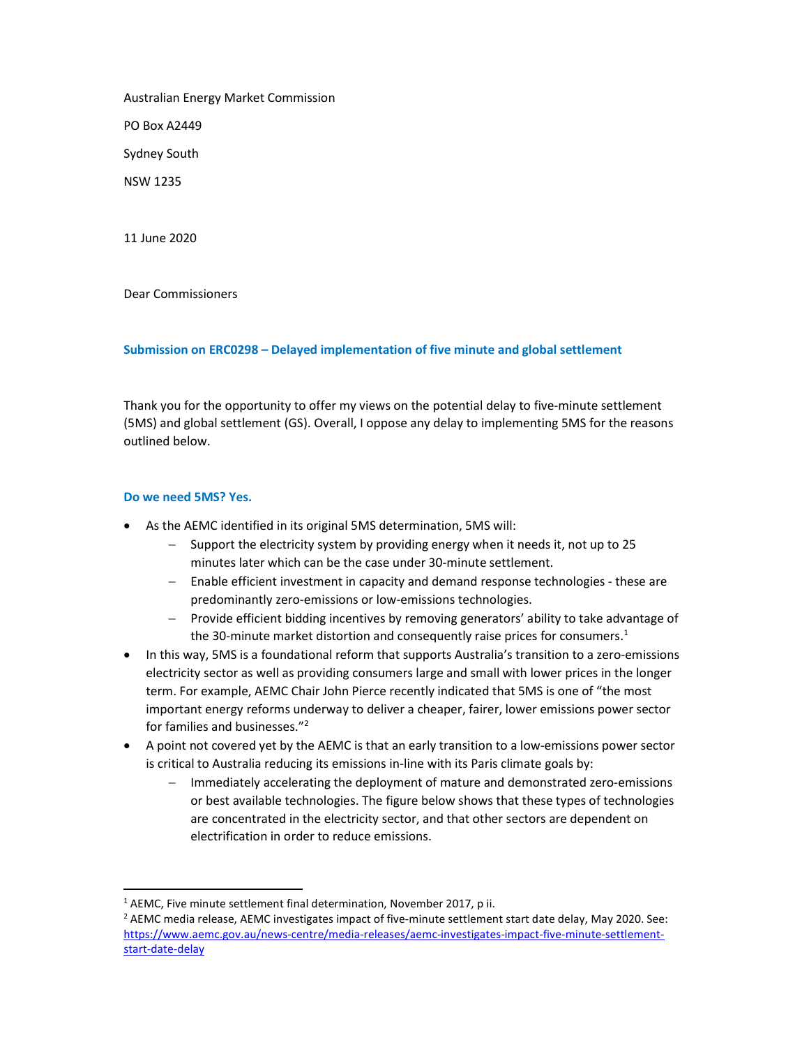Australian Energy Market Commission

PO Box A2449

Sydney South

NSW 1235

11 June 2020

Dear Commissioners

## Submission on ERC0298 – Delayed implementation of five minute and global settlement

Thank you for the opportunity to offer my views on the potential delay to five-minute settlement (5MS) and global settlement (GS). Overall, I oppose any delay to implementing 5MS for the reasons outlined below.

### Do we need 5MS? Yes.

- As the AEMC identified in its original 5MS determination, 5MS will:
  - Support the electricity system by providing energy when it needs it, not up to 25 minutes later which can be the case under 30-minute settlement.
  - Enable efficient investment in capacity and demand response technologies - these are predominantly zero-emissions or low-emissions technologies.
  - Provide efficient bidding incentives by removing generators' ability to take advantage of the 30-minute market distortion and consequently raise prices for consumers.[1]
- In this way, 5MS is a foundational reform that supports Australia's transition to a zero-emissions electricity sector as well as providing consumers large and small with lower prices in the longer term. For example, AEMC Chair John Pierce recently indicated that 5MS is one of "the most important energy reforms underway to deliver a cheaper, fairer, lower emissions power sector for families and businesses."[2]
- A point not covered yet by the AEMC is that an early transition to a low-emissions power sector is critical to Australia reducing its emissions in-line with its Paris climate goals by:
  - Immediately accelerating the deployment of mature and demonstrated zero-emissions or best available technologies. The figure below shows that these types of technologies are concentrated in the electricity sector, and that other sectors are dependent on electrification in order to reduce emissions.

---

[1] AEMC, Five minute settlement final determination, November 2017, p ii.

[2] AEMC media release, AEMC investigates impact of five-minute settlement start date delay, May 2020. See: https://www.aemc.gov.au/news-centre/media-releases/aemc-investigates-impact-five-minute-settlement-start-date-delay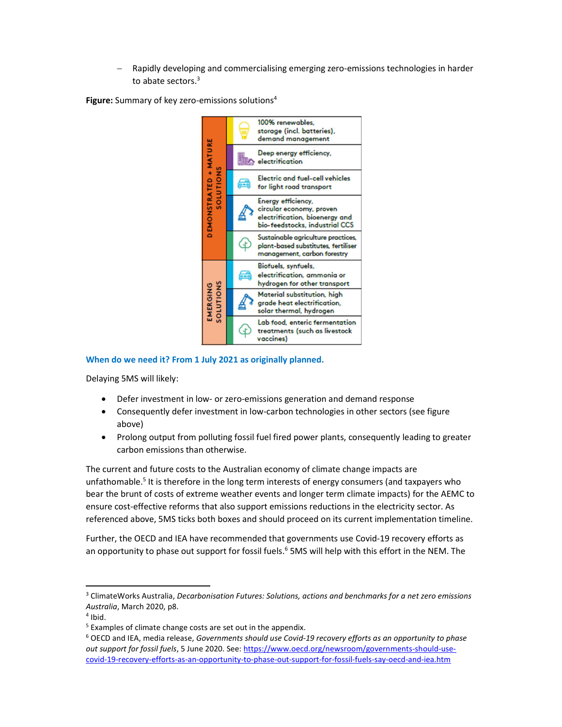– Rapidly developing and commercialising emerging zero-emissions technologies in harder to abate sectors.[3]

**Figure:** Summary of key zero-emissions solutions[4]

| | |
|---|---|
| DEMONSTRATED + MATURE SOLUTIONS | 100% renewables, storage (incl. batteries), demand management |
| | Deep energy efficiency, electrification |
| | Electric and fuel-cell vehicles for light road transport |
| | Energy efficiency, circular economy, proven electrification, bioenergy and bio-feedstocks, industrial CCS |
| | Sustainable agriculture practices, plant-based substitutes, fertiliser management, carbon forestry |
| EMERGING SOLUTIONS | Biofuels, synfuels, electrification, ammonia or hydrogen for other transport |
| | Material substitution, high grade heat electrification, solar thermal, hydrogen |
| | Lab food, enteric fermentation treatments (such as livestock vaccines) |

### When do we need it? From 1 July 2021 as originally planned.

Delaying 5MS will likely:

- Defer investment in low- or zero-emissions generation and demand response
- Consequently defer investment in low-carbon technologies in other sectors (see figure above)
- Prolong output from polluting fossil fuel fired power plants, consequently leading to greater carbon emissions than otherwise.

The current and future costs to the Australian economy of climate change impacts are unfathomable.[5] It is therefore in the long term interests of energy consumers (and taxpayers who bear the brunt of costs of extreme weather events and longer term climate impacts) for the AEMC to ensure cost-effective reforms that also support emissions reductions in the electricity sector. As referenced above, 5MS ticks both boxes and should proceed on its current implementation timeline.

Further, the OECD and IEA have recommended that governments use Covid-19 recovery efforts as an opportunity to phase out support for fossil fuels.[6] 5MS will help with this effort in the NEM. The

---

[3] ClimateWorks Australia, *Decarbonisation Futures: Solutions, actions and benchmarks for a net zero emissions Australia*, March 2020, p8.

[4] Ibid.

[5] Examples of climate change costs are set out in the appendix.

[6] OECD and IEA, media release, *Governments should use Covid-19 recovery efforts as an opportunity to phase out support for fossil fuels*, 5 June 2020. See: https://www.oecd.org/newsroom/governments-should-use-covid-19-recovery-efforts-as-an-opportunity-to-phase-out-support-for-fossil-fuels-say-oecd-and-iea.htm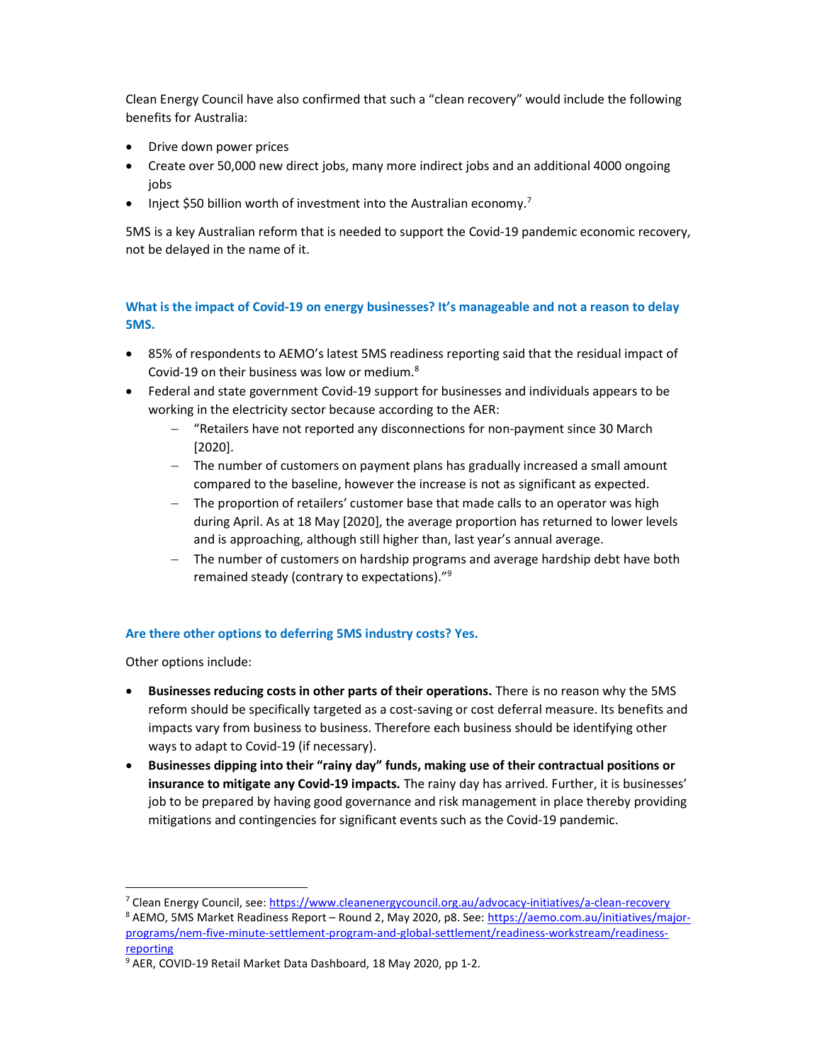Clean Energy Council have also confirmed that such a "clean recovery" would include the following benefits for Australia:

- Drive down power prices
- Create over 50,000 new direct jobs, many more indirect jobs and an additional 4000 ongoing jobs
- Inject $50 billion worth of investment into the Australian economy.[7]

5MS is a key Australian reform that is needed to support the Covid-19 pandemic economic recovery, not be delayed in the name of it.

### What is the impact of Covid-19 on energy businesses? It's manageable and not a reason to delay 5MS.

- 85% of respondents to AEMO's latest 5MS readiness reporting said that the residual impact of Covid-19 on their business was low or medium.[8]
- Federal and state government Covid-19 support for businesses and individuals appears to be working in the electricity sector because according to the AER:
  - "Retailers have not reported any disconnections for non-payment since 30 March [2020].
  - The number of customers on payment plans has gradually increased a small amount compared to the baseline, however the increase is not as significant as expected.
  - The proportion of retailers' customer base that made calls to an operator was high during April. As at 18 May [2020], the average proportion has returned to lower levels and is approaching, although still higher than, last year's annual average.
  - The number of customers on hardship programs and average hardship debt have both remained steady (contrary to expectations)."[9]

### Are there other options to deferring 5MS industry costs? Yes.

Other options include:

- **Businesses reducing costs in other parts of their operations.** There is no reason why the 5MS reform should be specifically targeted as a cost-saving or cost deferral measure. Its benefits and impacts vary from business to business. Therefore each business should be identifying other ways to adapt to Covid-19 (if necessary).
- **Businesses dipping into their "rainy day" funds, making use of their contractual positions or insurance to mitigate any Covid-19 impacts.** The rainy day has arrived. Further, it is businesses' job to be prepared by having good governance and risk management in place thereby providing mitigations and contingencies for significant events such as the Covid-19 pandemic.

---

[7] Clean Energy Council, see: https://www.cleanenergycouncil.org.au/advocacy-initiatives/a-clean-recovery

[8] AEMO, 5MS Market Readiness Report – Round 2, May 2020, p8. See: https://aemo.com.au/initiatives/major-programs/nem-five-minute-settlement-program-and-global-settlement/readiness-workstream/readiness-reporting

[9] AER, COVID-19 Retail Market Data Dashboard, 18 May 2020, pp 1-2.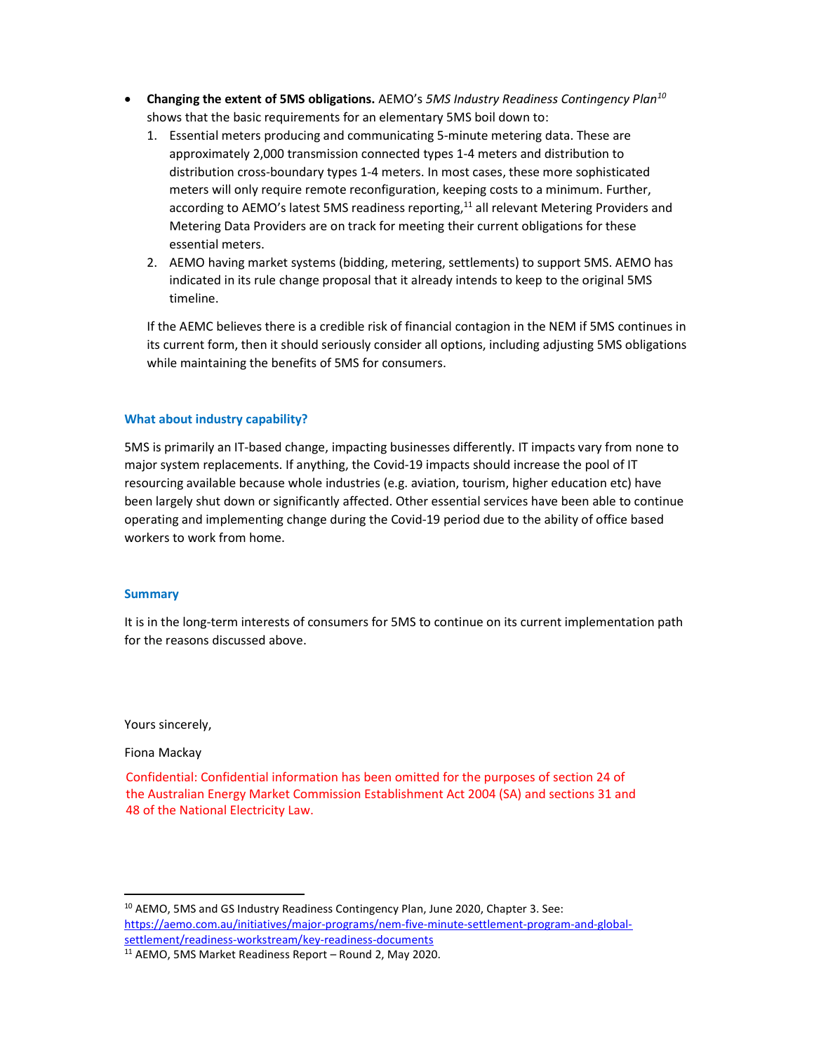- **Changing the extent of 5MS obligations.** AEMO's *5MS Industry Readiness Contingency Plan*[10] shows that the basic requirements for an elementary 5MS boil down to:
  1. Essential meters producing and communicating 5-minute metering data. These are approximately 2,000 transmission connected types 1-4 meters and distribution to distribution cross-boundary types 1-4 meters. In most cases, these more sophisticated meters will only require remote reconfiguration, keeping costs to a minimum. Further, according to AEMO's latest 5MS readiness reporting,[11] all relevant Metering Providers and Metering Data Providers are on track for meeting their current obligations for these essential meters.
  2. AEMO having market systems (bidding, metering, settlements) to support 5MS. AEMO has indicated in its rule change proposal that it already intends to keep to the original 5MS timeline.

  If the AEMC believes there is a credible risk of financial contagion in the NEM if 5MS continues in its current form, then it should seriously consider all options, including adjusting 5MS obligations while maintaining the benefits of 5MS for consumers.

### What about industry capability?

5MS is primarily an IT-based change, impacting businesses differently. IT impacts vary from none to major system replacements. If anything, the Covid-19 impacts should increase the pool of IT resourcing available because whole industries (e.g. aviation, tourism, higher education etc) have been largely shut down or significantly affected. Other essential services have been able to continue operating and implementing change during the Covid-19 period due to the ability of office based workers to work from home.

### Summary

It is in the long-term interests of consumers for 5MS to continue on its current implementation path for the reasons discussed above.

Yours sincerely,

Fiona Mackay

Confidential: Confidential information has been omitted for the purposes of section 24 of the Australian Energy Market Commission Establishment Act 2004 (SA) and sections 31 and 48 of the National Electricity Law.

---

[10] AEMO, 5MS and GS Industry Readiness Contingency Plan, June 2020, Chapter 3. See: https://aemo.com.au/initiatives/major-programs/nem-five-minute-settlement-program-and-global-settlement/readiness-workstream/key-readiness-documents

[11] AEMO, 5MS Market Readiness Report – Round 2, May 2020.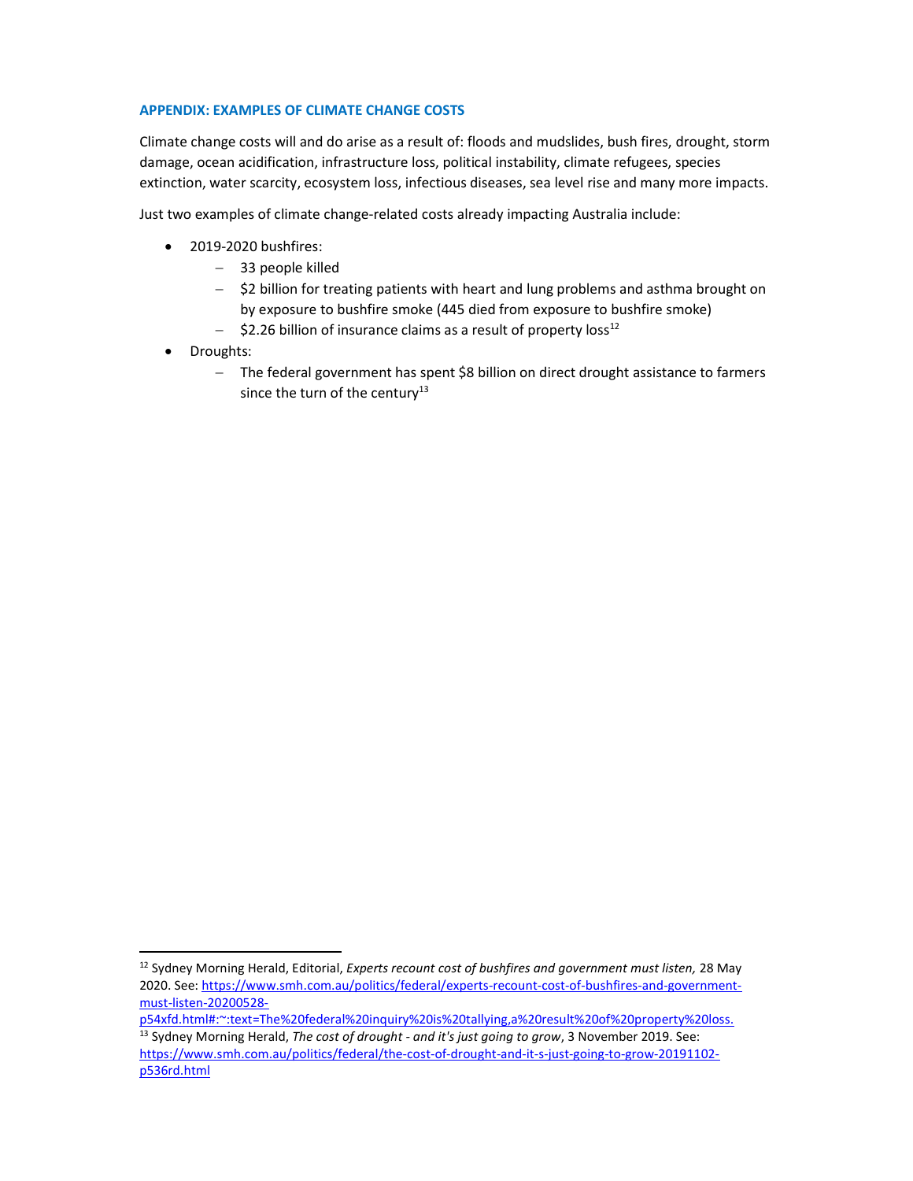### APPENDIX: EXAMPLES OF CLIMATE CHANGE COSTS

Climate change costs will and do arise as a result of: floods and mudslides, bush fires, drought, storm damage, ocean acidification, infrastructure loss, political instability, climate refugees, species extinction, water scarcity, ecosystem loss, infectious diseases, sea level rise and many more impacts.

Just two examples of climate change-related costs already impacting Australia include:

- 2019-2020 bushfires:
  - 33 people killed
  - $2 billion for treating patients with heart and lung problems and asthma brought on by exposure to bushfire smoke (445 died from exposure to bushfire smoke)
  - $2.26 billion of insurance claims as a result of property loss[12]
- Droughts:
  - The federal government has spent $8 billion on direct drought assistance to farmers since the turn of the century[13]

---

[12] Sydney Morning Herald, Editorial, *Experts recount cost of bushfires and government must listen,* 28 May 2020. See: https://www.smh.com.au/politics/federal/experts-recount-cost-of-bushfires-and-government-must-listen-20200528-p54xfd.html#:~:text=The%20federal%20inquiry%20is%20tallying,a%20result%20of%20property%20loss.

[13] Sydney Morning Herald, *The cost of drought - and it's just going to grow*, 3 November 2019. See: https://www.smh.com.au/politics/federal/the-cost-of-drought-and-it-s-just-going-to-grow-20191102-p536rd.html